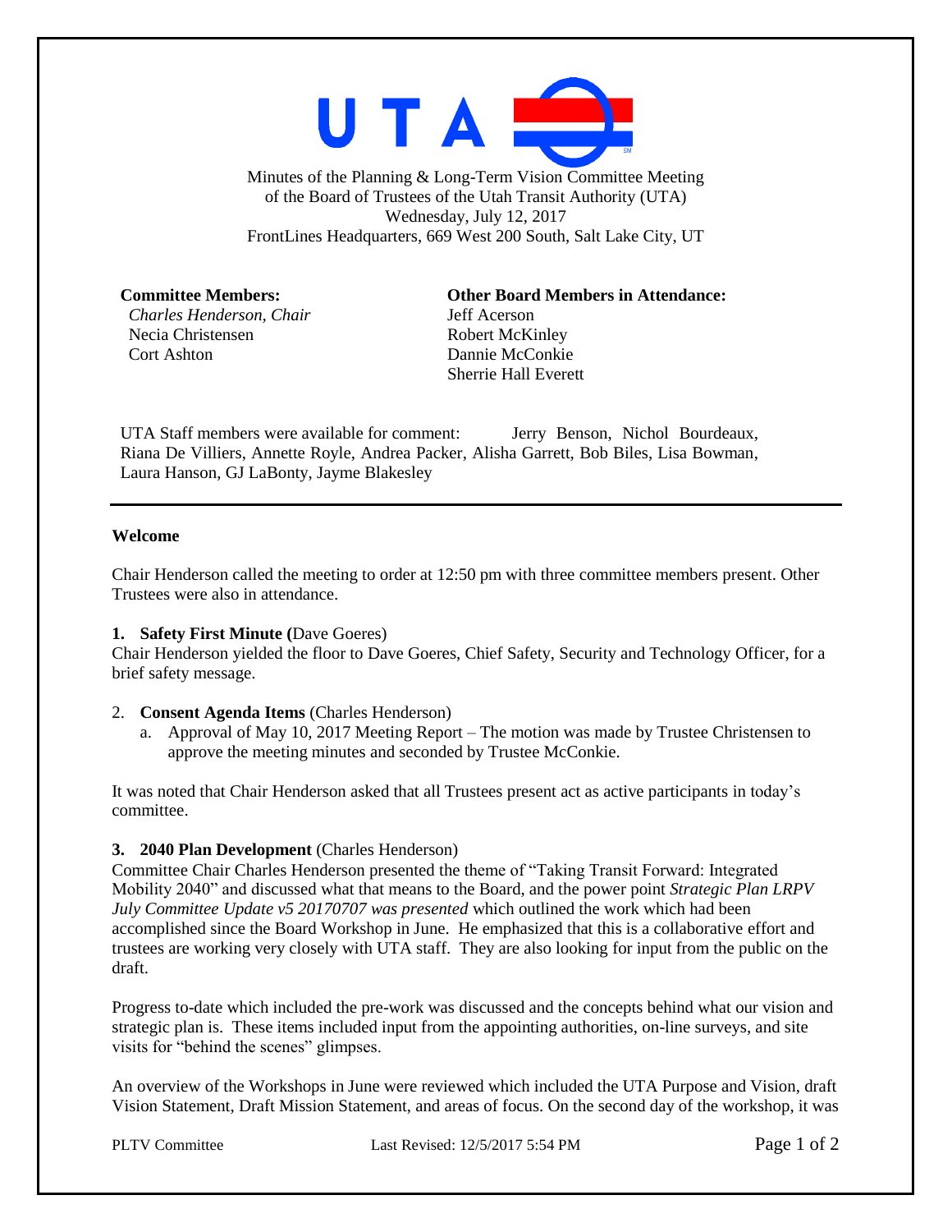UTA

Minutes of the Planning & Long-Term Vision Committee Meeting
of the Board of Trustees of the Utah Transit Authority (UTA)
Wednesday, July 12, 2017
FrontLines Headquarters, 669 West 200 South, Salt Lake City, UT

**Committee Members:**
*Charles Henderson, Chair*
Necia Christensen
Cort Ashton

**Other Board Members in Attendance:**
Jeff Acerson
Robert McKinley
Dannie McConkie
Sherrie Hall Everett

UTA Staff members were available for comment: Jerry Benson, Nichol Bourdeaux, Riana De Villiers, Annette Royle, Andrea Packer, Alisha Garrett, Bob Biles, Lisa Bowman, Laura Hanson, GJ LaBonty, Jayme Blakesley

---

**Welcome**

Chair Henderson called the meeting to order at 12:50 pm with three committee members present. Other Trustees were also in attendance.

**1. Safety First Minute (**Dave Goeres)
Chair Henderson yielded the floor to Dave Goeres, Chief Safety, Security and Technology Officer, for a brief safety message.

2. **Consent Agenda Items** (Charles Henderson)
   a. Approval of May 10, 2017 Meeting Report – The motion was made by Trustee Christensen to approve the meeting minutes and seconded by Trustee McConkie.

It was noted that Chair Henderson asked that all Trustees present act as active participants in today's committee.

**3. 2040 Plan Development** (Charles Henderson)
Committee Chair Charles Henderson presented the theme of "Taking Transit Forward: Integrated Mobility 2040" and discussed what that means to the Board, and the power point *Strategic Plan LRPV July Committee Update v5 20170707 was presented* which outlined the work which had been accomplished since the Board Workshop in June. He emphasized that this is a collaborative effort and trustees are working very closely with UTA staff. They are also looking for input from the public on the draft.

Progress to-date which included the pre-work was discussed and the concepts behind what our vision and strategic plan is. These items included input from the appointing authorities, on-line surveys, and site visits for "behind the scenes" glimpses.

An overview of the Workshops in June were reviewed which included the UTA Purpose and Vision, draft Vision Statement, Draft Mission Statement, and areas of focus. On the second day of the workshop, it was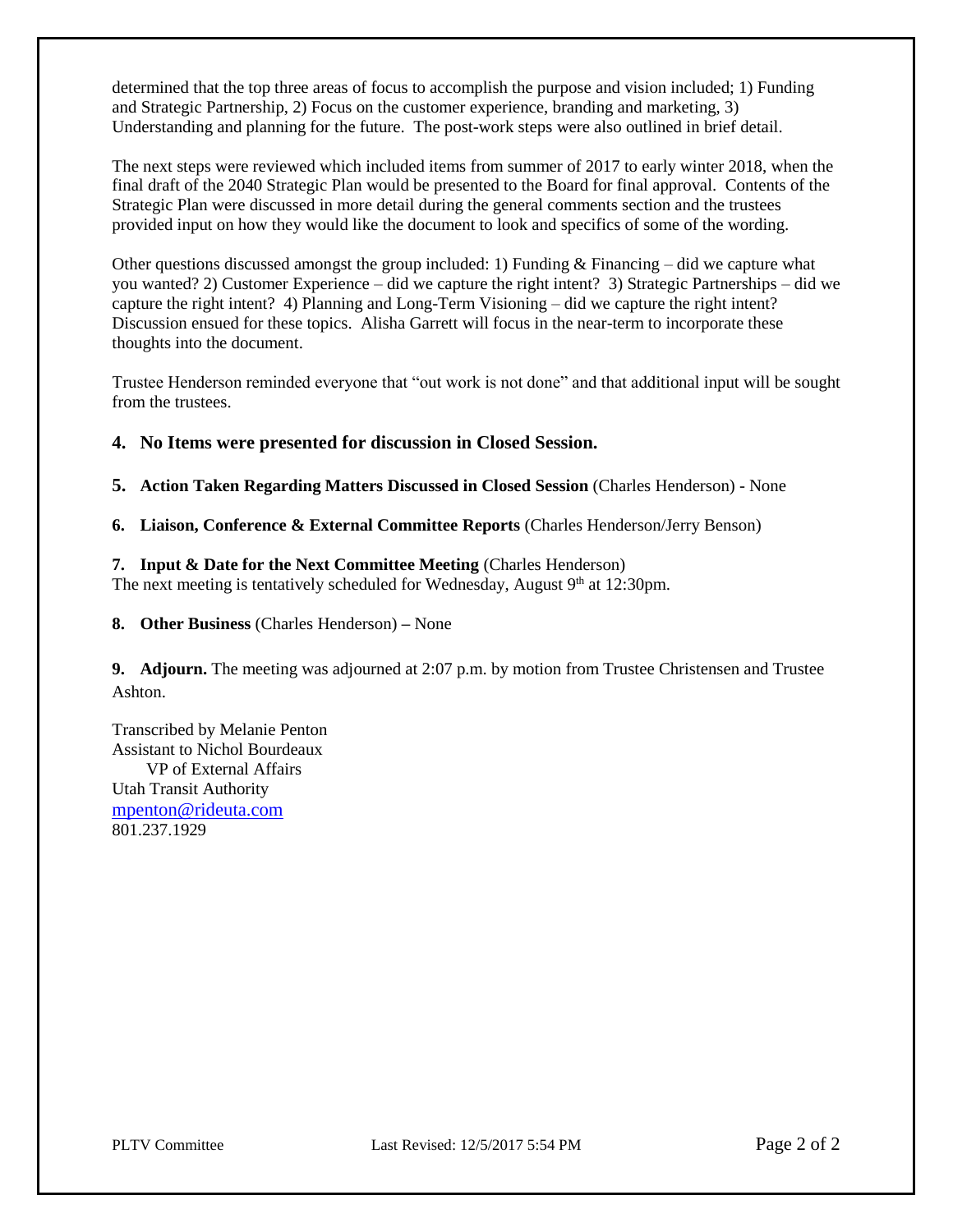determined that the top three areas of focus to accomplish the purpose and vision included; 1) Funding and Strategic Partnership, 2) Focus on the customer experience, branding and marketing, 3) Understanding and planning for the future. The post-work steps were also outlined in brief detail.

The next steps were reviewed which included items from summer of 2017 to early winter 2018, when the final draft of the 2040 Strategic Plan would be presented to the Board for final approval. Contents of the Strategic Plan were discussed in more detail during the general comments section and the trustees provided input on how they would like the document to look and specifics of some of the wording.

Other questions discussed amongst the group included: 1) Funding & Financing – did we capture what you wanted? 2) Customer Experience – did we capture the right intent? 3) Strategic Partnerships – did we capture the right intent? 4) Planning and Long-Term Visioning – did we capture the right intent? Discussion ensued for these topics. Alisha Garrett will focus in the near-term to incorporate these thoughts into the document.

Trustee Henderson reminded everyone that "out work is not done" and that additional input will be sought from the trustees.

**4. No Items were presented for discussion in Closed Session.**

**5. Action Taken Regarding Matters Discussed in Closed Session** (Charles Henderson) - None

**6. Liaison, Conference & External Committee Reports** (Charles Henderson/Jerry Benson)

**7. Input & Date for the Next Committee Meeting** (Charles Henderson)
The next meeting is tentatively scheduled for Wednesday, August 9th at 12:30pm.

**8. Other Business** (Charles Henderson) – None

**9. Adjourn.** The meeting was adjourned at 2:07 p.m. by motion from Trustee Christensen and Trustee Ashton.

Transcribed by Melanie Penton
Assistant to Nichol Bourdeaux
VP of External Affairs
Utah Transit Authority
mpenton@rideuta.com
801.237.1929

PLTV Committee Last Revised: 12/5/2017 5:54 PM